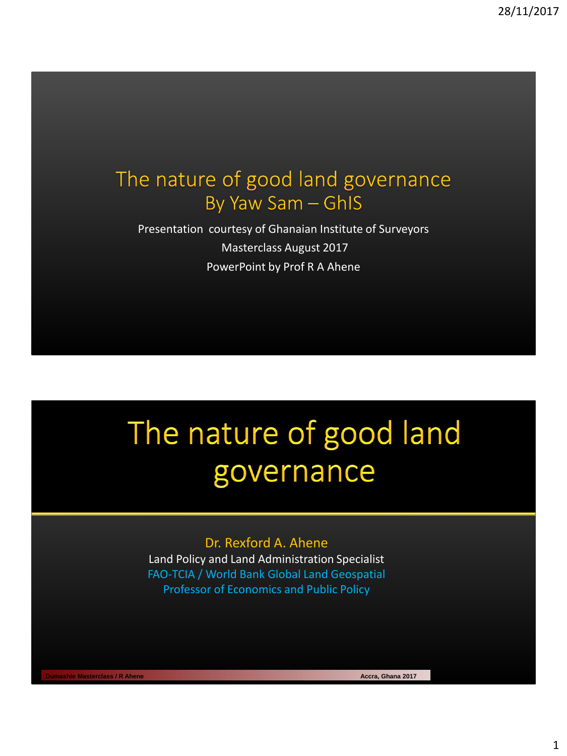# The nature of good land governance
## By Yaw Sam – GhIS

Presentation courtesy of Ghanaian Institute of Surveyors

Masterclass August 2017

PowerPoint by Prof R A Ahene

# The nature of good land governance

Dr. Rexford A. Ahene

Land Policy and Land Administration Specialist

FAO-TCIA / World Bank Global Land Geospatial

Professor of Economics and Public Policy

Dumashie Masterclass / R Ahene

Accra, Ghana 2017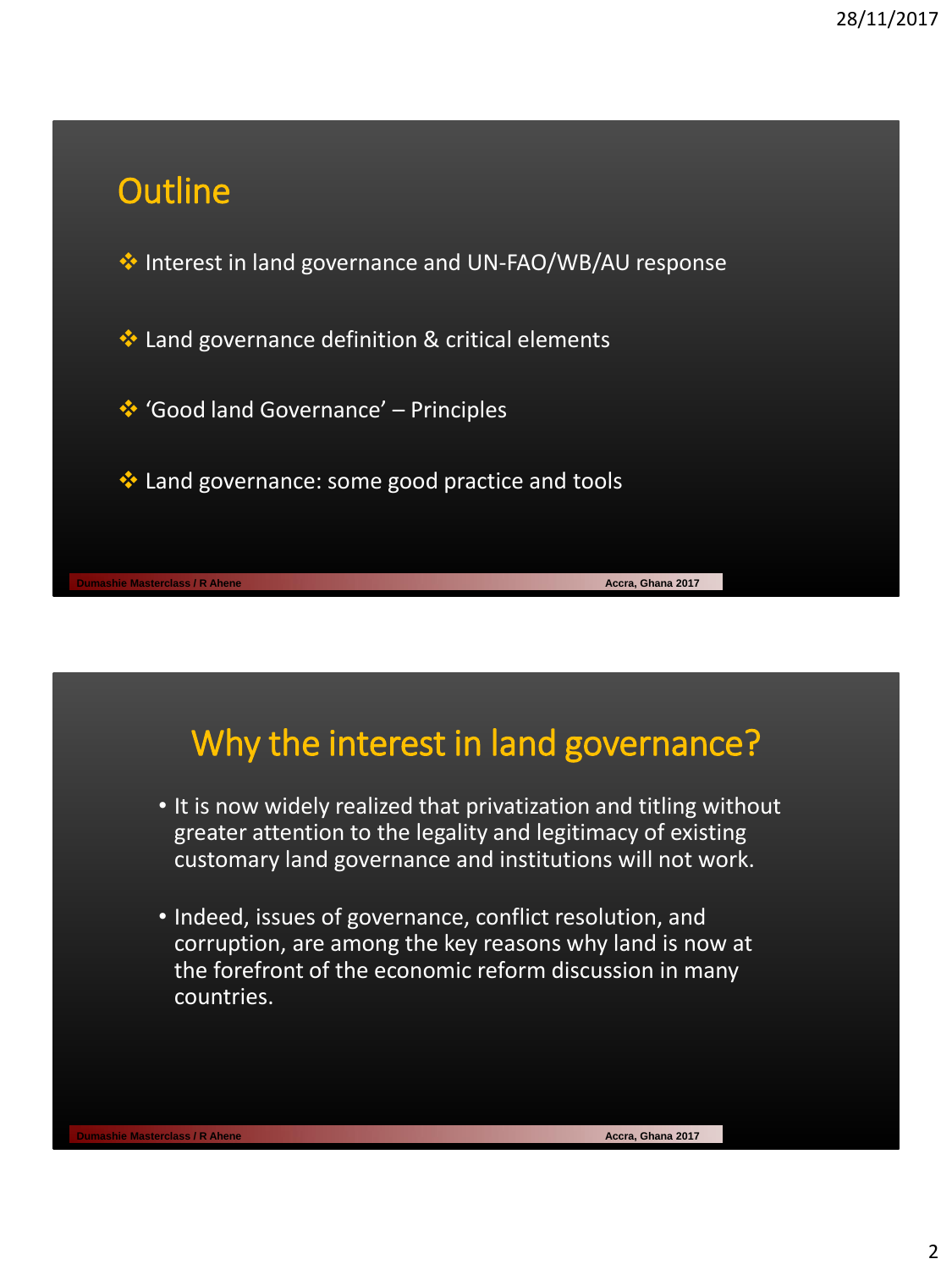## Outline

- Interest in land governance and UN-FAO/WB/AU response
- Land governance definition & critical elements
- 'Good land Governance' – Principles
- Land governance: some good practice and tools

## Why the interest in land governance?

- It is now widely realized that privatization and titling without greater attention to the legality and legitimacy of existing customary land governance and institutions will not work.
- Indeed, issues of governance, conflict resolution, and corruption, are among the key reasons why land is now at the forefront of the economic reform discussion in many countries.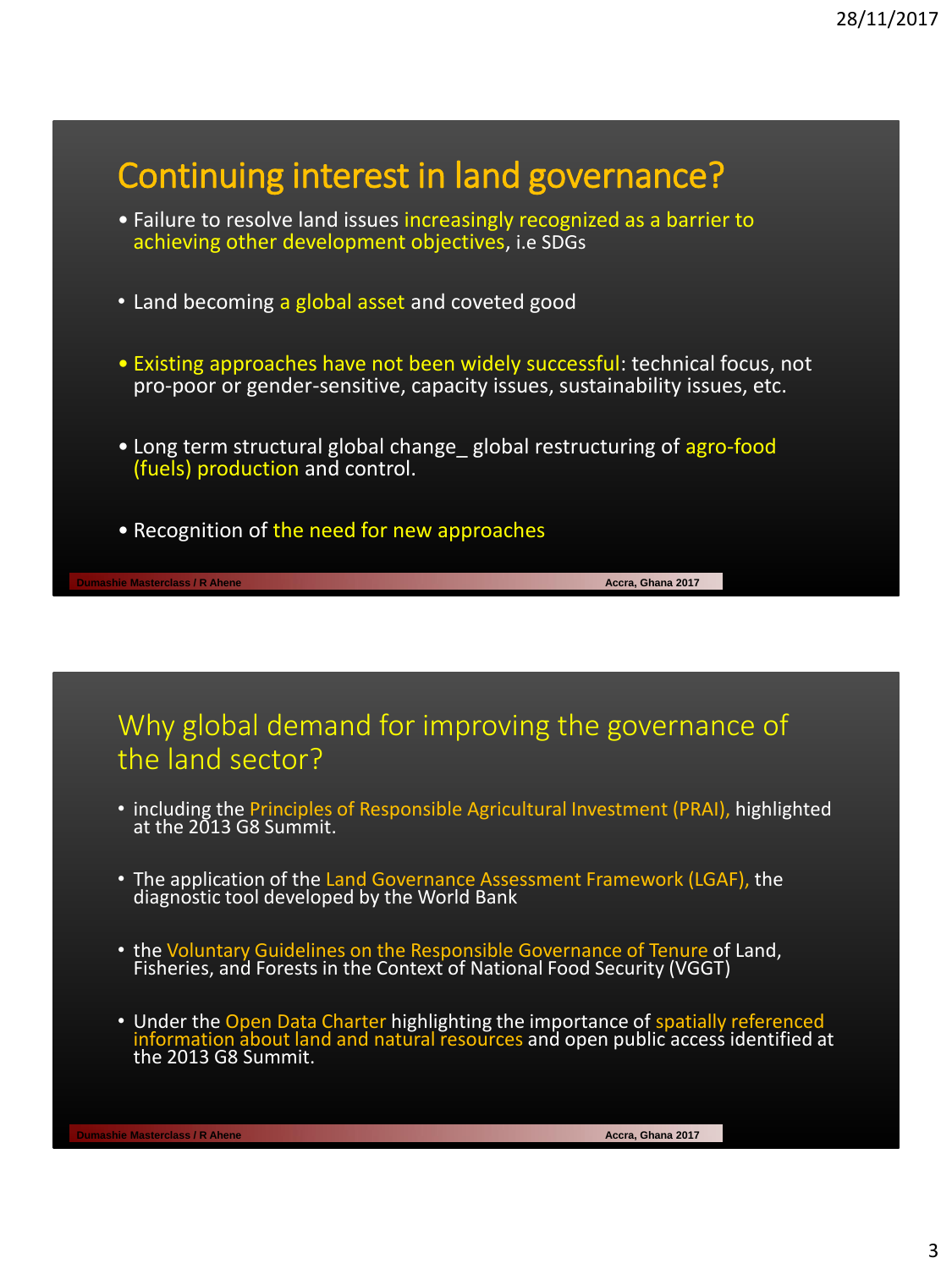## Continuing interest in land governance?

- Failure to resolve land issues increasingly recognized as a barrier to achieving other development objectives, i.e SDGs
- Land becoming a global asset and coveted good
- Existing approaches have not been widely successful: technical focus, not pro-poor or gender-sensitive, capacity issues, sustainability issues, etc.
- Long term structural global change_ global restructuring of agro-food (fuels) production and control.
- Recognition of the need for new approaches

## Why global demand for improving the governance of the land sector?

- including the Principles of Responsible Agricultural Investment (PRAI), highlighted at the 2013 G8 Summit.
- The application of the Land Governance Assessment Framework (LGAF), the diagnostic tool developed by the World Bank
- the Voluntary Guidelines on the Responsible Governance of Tenure of Land, Fisheries, and Forests in the Context of National Food Security (VGGT)
- Under the Open Data Charter highlighting the importance of spatially referenced information about land and natural resources and open public access identified at the 2013 G8 Summit.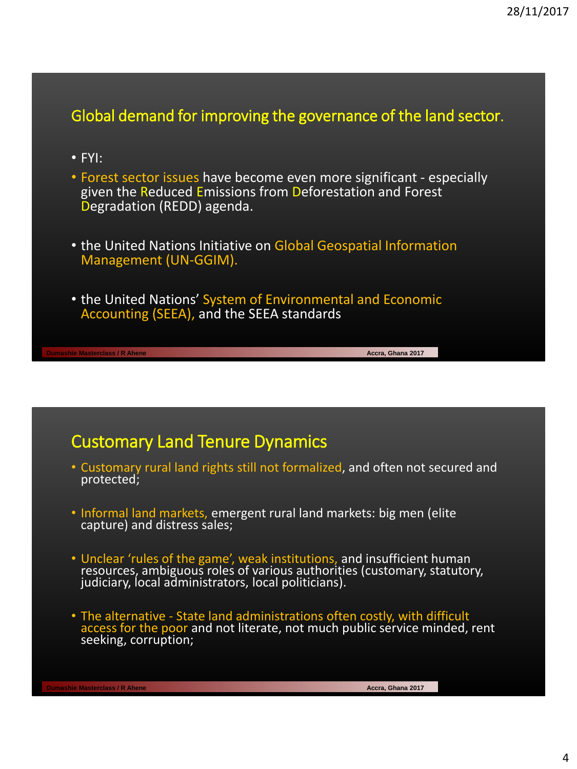## Global demand for improving the governance of the land sector.

- FYI:
- Forest sector issues have become even more significant - especially given the Reduced Emissions from Deforestation and Forest Degradation (REDD) agenda.
- the United Nations Initiative on Global Geospatial Information Management (UN-GGIM).
- the United Nations' System of Environmental and Economic Accounting (SEEA), and the SEEA standards

## Customary Land Tenure Dynamics

- Customary rural land rights still not formalized, and often not secured and protected;
- Informal land markets, emergent rural land markets: big men (elite capture) and distress sales;
- Unclear 'rules of the game', weak institutions, and insufficient human resources, ambiguous roles of various authorities (customary, statutory, judiciary, local administrators, local politicians).
- The alternative - State land administrations often costly, with difficult access for the poor and not literate, not much public service minded, rent seeking, corruption;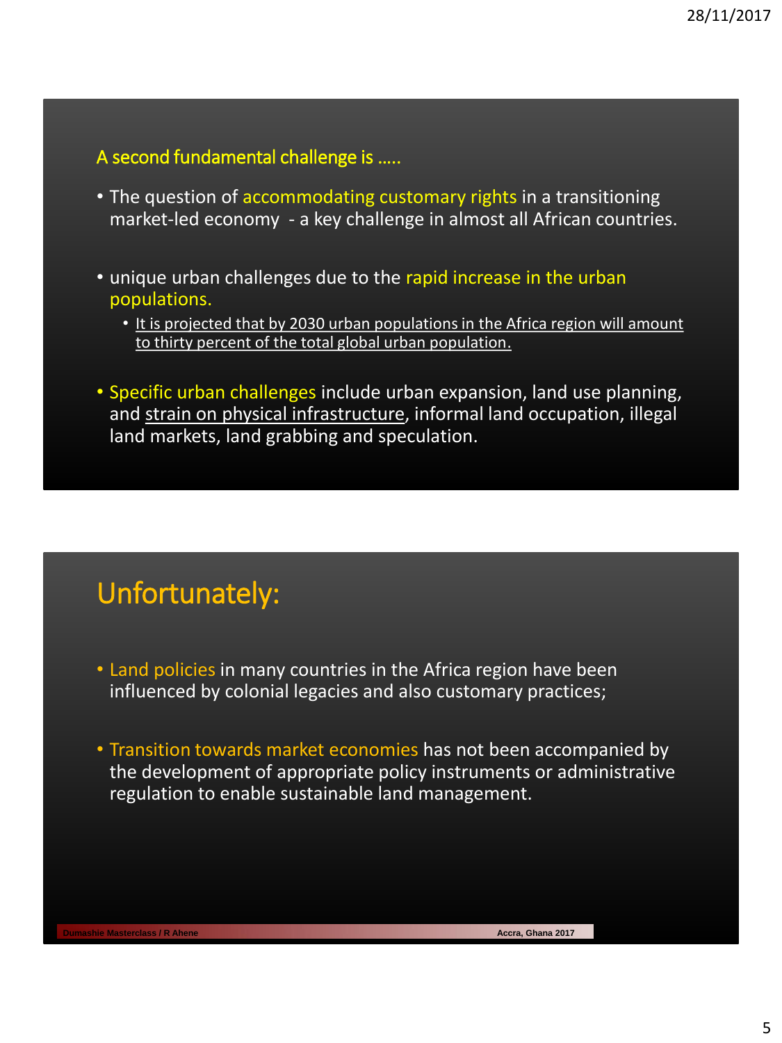## A second fundamental challenge is …..

- The question of accommodating customary rights in a transitioning market-led economy - a key challenge in almost all African countries.

- unique urban challenges due to the rapid increase in the urban populations.
  - It is projected that by 2030 urban populations in the Africa region will amount to thirty percent of the total global urban population.

- Specific urban challenges include urban expansion, land use planning, and strain on physical infrastructure, informal land occupation, illegal land markets, land grabbing and speculation.

## Unfortunately:

- Land policies in many countries in the Africa region have been influenced by colonial legacies and also customary practices;

- Transition towards market economies has not been accompanied by the development of appropriate policy instruments or administrative regulation to enable sustainable land management.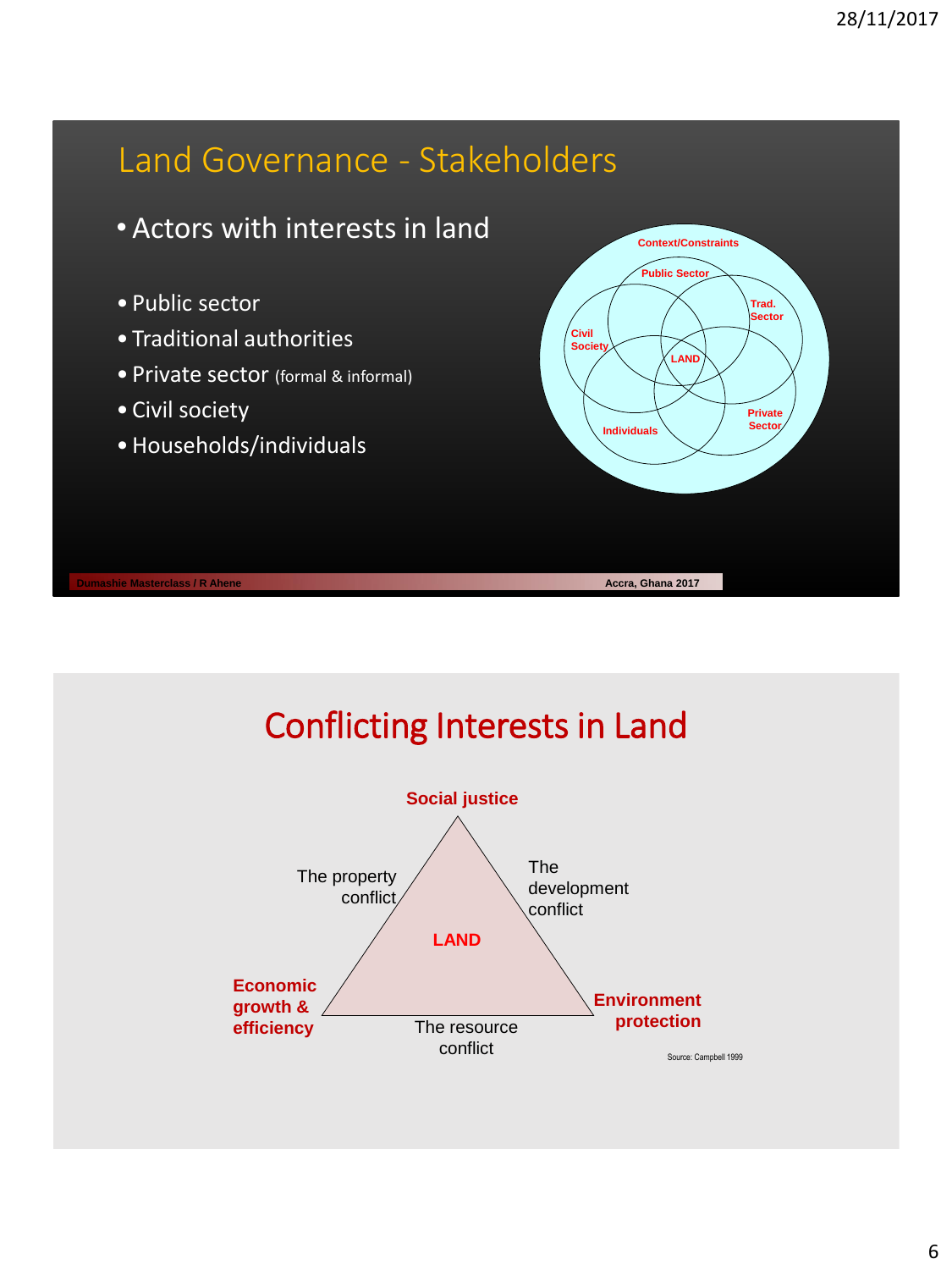# Land Governance - Stakeholders

- Actors with interests in land

- Public sector
- Traditional authorities
- Private sector (formal & informal)
- Civil society
- Households/individuals

Context/Constraints

Public Sector

Trad. Sector

Civil Society

LAND

Private Sector

Individuals

Dumashie Masterclass / R Ahene — Accra, Ghana 2017

# Conflicting Interests in Land

**Social justice**

The property conflict

The development conflict

**LAND**

**Economic growth & efficiency**

**Environment protection**

The resource conflict

Source: Campbell 1999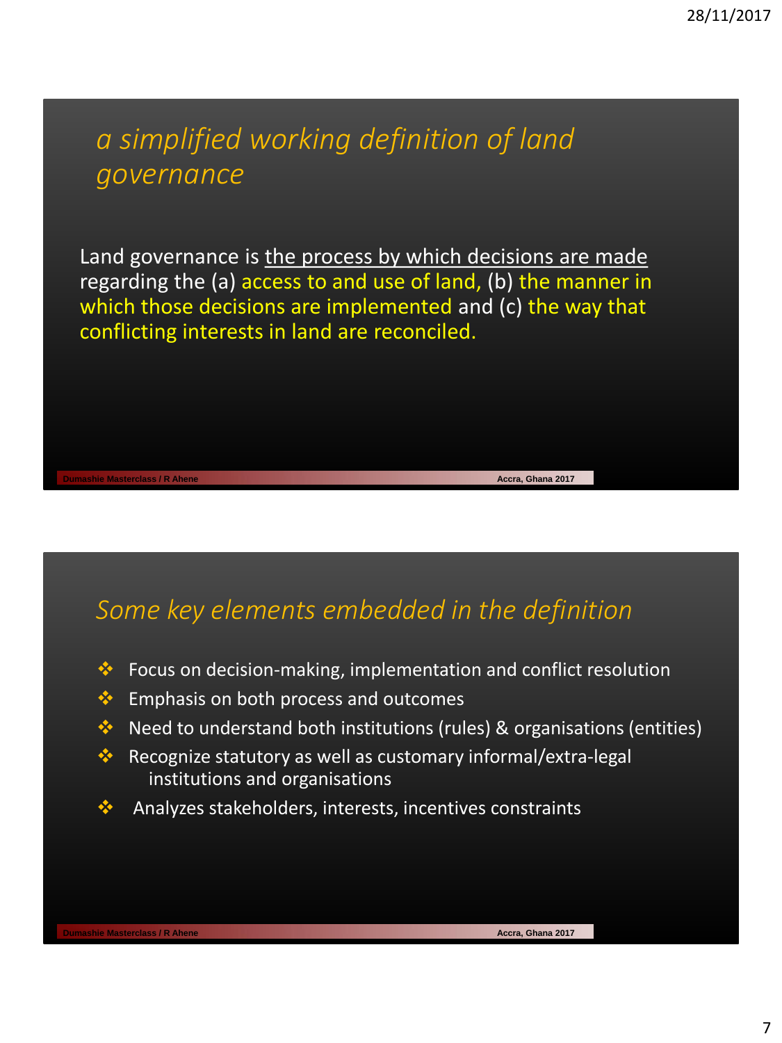## *a simplified working definition of land governance*

Land governance is the process by which decisions are made regarding the (a) access to and use of land, (b) the manner in which those decisions are implemented and (c) the way that conflicting interests in land are reconciled.

## *Some key elements embedded in the definition*

- Focus on decision-making, implementation and conflict resolution
- Emphasis on both process and outcomes
- Need to understand both institutions (rules) & organisations (entities)
- Recognize statutory as well as customary informal/extra-legal institutions and organisations
- Analyzes stakeholders, interests, incentives constraints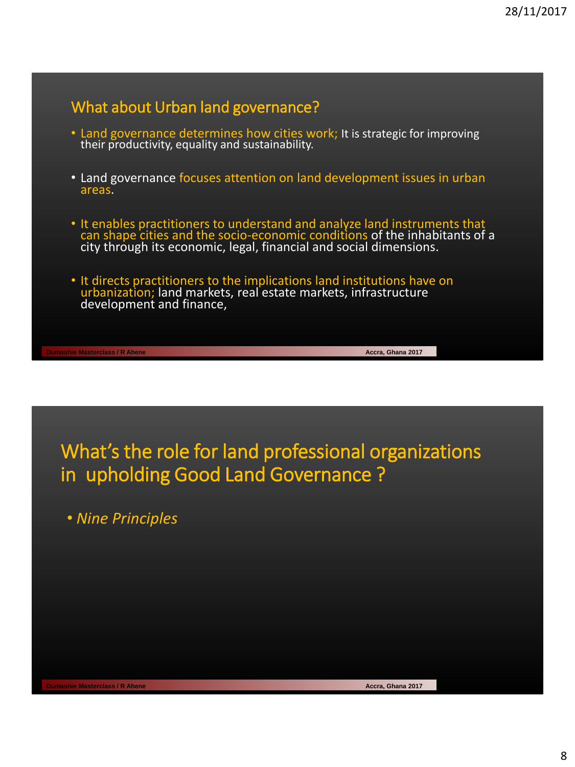## What about Urban land governance?

- Land governance determines how cities work; It is strategic for improving their productivity, equality and sustainability.
- Land governance focuses attention on land development issues in urban areas.
- It enables practitioners to understand and analyze land instruments that can shape cities and the socio-economic conditions of the inhabitants of a city through its economic, legal, financial and social dimensions.
- It directs practitioners to the implications land institutions have on urbanization; land markets, real estate markets, infrastructure development and finance,

## What's the role for land professional organizations in upholding Good Land Governance ?

- *Nine Principles*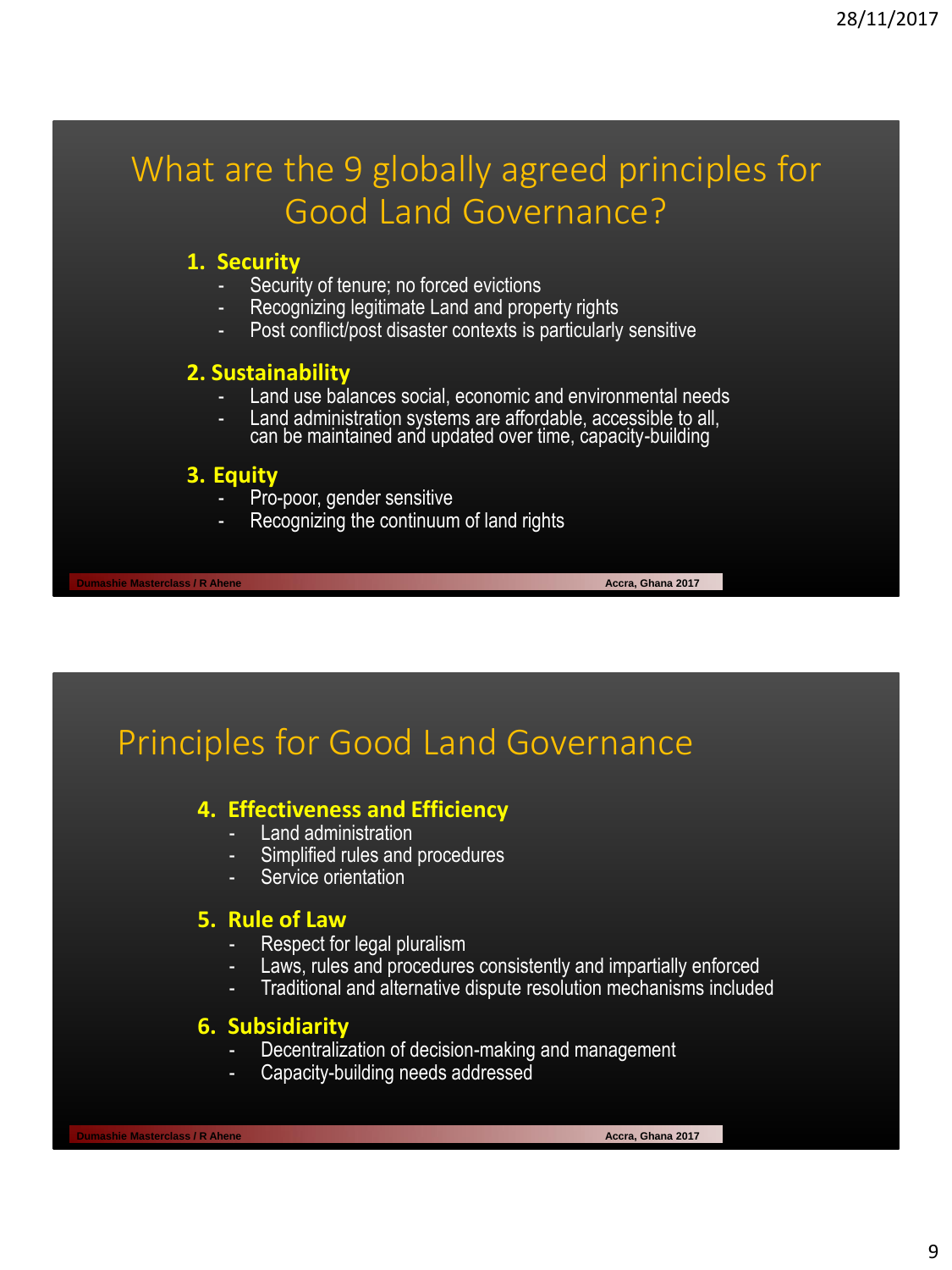## What are the 9 globally agreed principles for Good Land Governance?

**1. Security**

- Security of tenure; no forced evictions
- Recognizing legitimate Land and property rights
- Post conflict/post disaster contexts is particularly sensitive

**2. Sustainability**

- Land use balances social, economic and environmental needs
- Land administration systems are affordable, accessible to all, can be maintained and updated over time, capacity-building

**3. Equity**

- Pro-poor, gender sensitive
- Recognizing the continuum of land rights

Dumashie Masterclass / R Ahene — Accra, Ghana 2017

## Principles for Good Land Governance

**4. Effectiveness and Efficiency**

- Land administration
- Simplified rules and procedures
- Service orientation

**5. Rule of Law**

- Respect for legal pluralism
- Laws, rules and procedures consistently and impartially enforced
- Traditional and alternative dispute resolution mechanisms included

**6. Subsidiarity**

- Decentralization of decision-making and management
- Capacity-building needs addressed

Dumashie Masterclass / R Ahene — Accra, Ghana 2017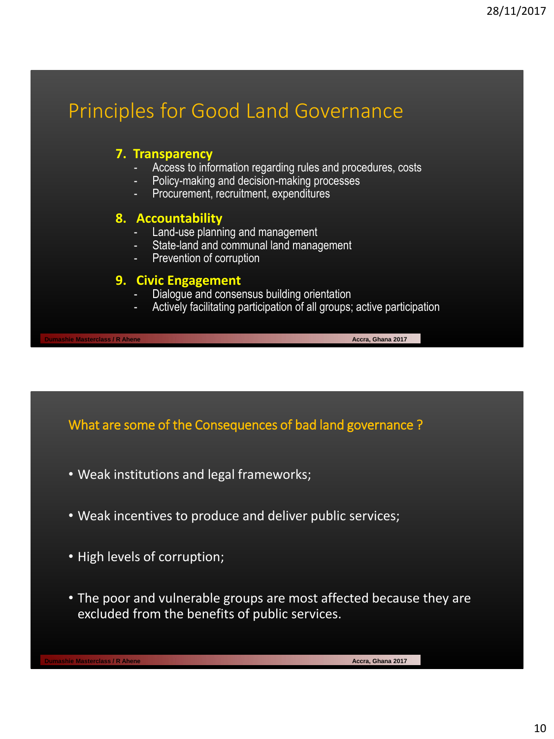## Principles for Good Land Governance

**7. Transparency**

- Access to information regarding rules and procedures, costs
- Policy-making and decision-making processes
- Procurement, recruitment, expenditures

**8. Accountability**

- Land-use planning and management
- State-land and communal land management
- Prevention of corruption

**9. Civic Engagement**

- Dialogue and consensus building orientation
- Actively facilitating participation of all groups; active participation

## What are some of the Consequences of bad land governance ?

- Weak institutions and legal frameworks;
- Weak incentives to produce and deliver public services;
- High levels of corruption;
- The poor and vulnerable groups are most affected because they are excluded from the benefits of public services.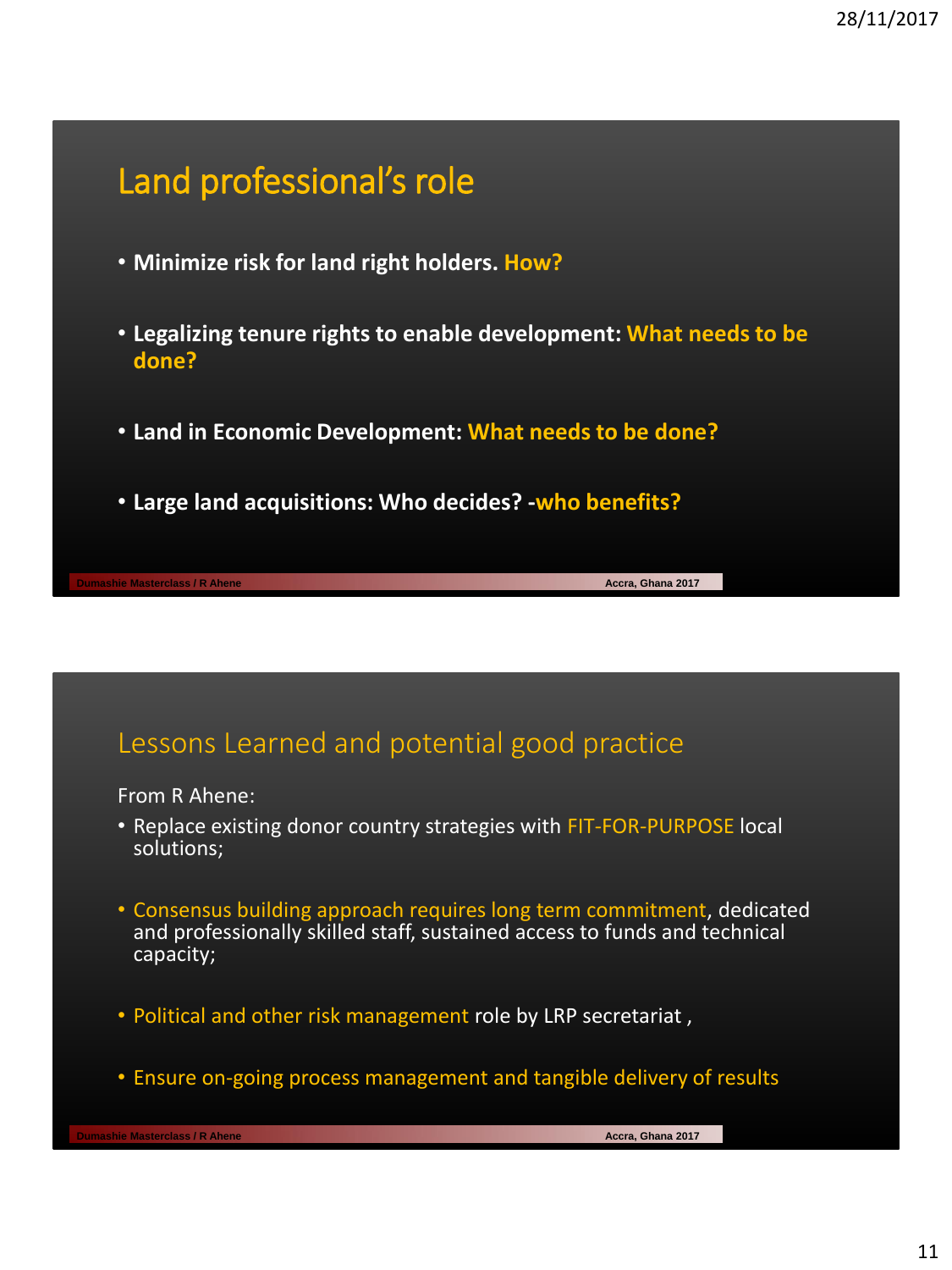## Land professional's role

- **Minimize risk for land right holders. How?**
- **Legalizing tenure rights to enable development: What needs to be done?**
- **Land in Economic Development: What needs to be done?**
- **Large land acquisitions: Who decides? -who benefits?**

## Lessons Learned and potential good practice

From R Ahene:

- Replace existing donor country strategies with FIT-FOR-PURPOSE local solutions;
- Consensus building approach requires long term commitment, dedicated and professionally skilled staff, sustained access to funds and technical capacity;
- Political and other risk management role by LRP secretariat ,
- Ensure on-going process management and tangible delivery of results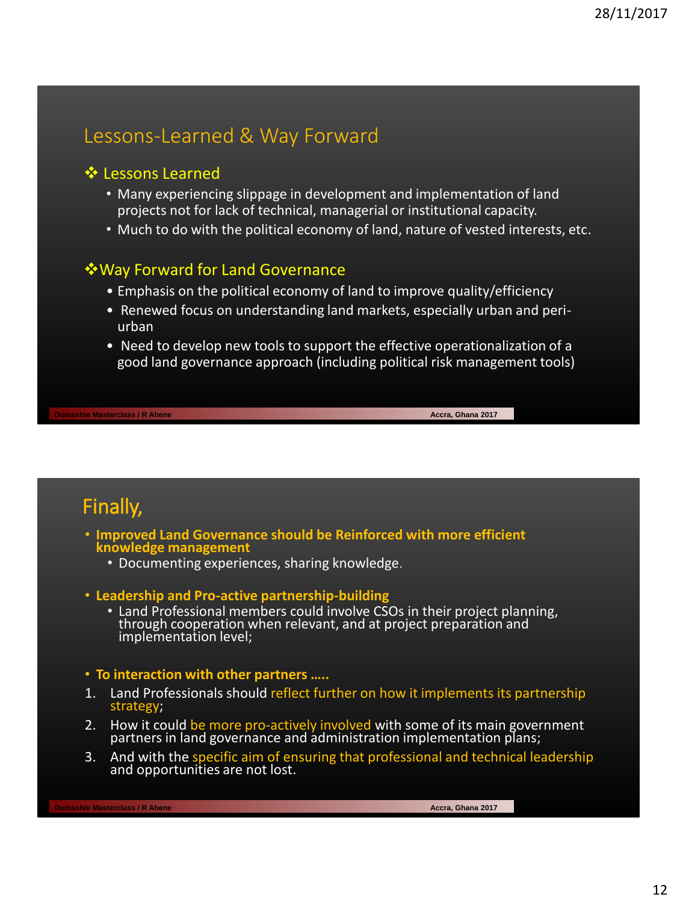## Lessons-Learned & Way Forward

### ❖ Lessons Learned

- Many experiencing slippage in development and implementation of land projects not for lack of technical, managerial or institutional capacity.
- Much to do with the political economy of land, nature of vested interests, etc.

### ❖ Way Forward for Land Governance

- Emphasis on the political economy of land to improve quality/efficiency
- Renewed focus on understanding land markets, especially urban and peri-urban
- Need to develop new tools to support the effective operationalization of a good land governance approach (including political risk management tools)

## Finally,

- **Improved Land Governance should be Reinforced with more efficient knowledge management**
  - Documenting experiences, sharing knowledge.
- **Leadership and Pro-active partnership-building**
  - Land Professional members could involve CSOs in their project planning, through cooperation when relevant, and at project preparation and implementation level;
- **To interaction with other partners …..**

1. Land Professionals should reflect further on how it implements its partnership strategy;
2. How it could be more pro-actively involved with some of its main government partners in land governance and administration implementation plans;
3. And with the specific aim of ensuring that professional and technical leadership and opportunities are not lost.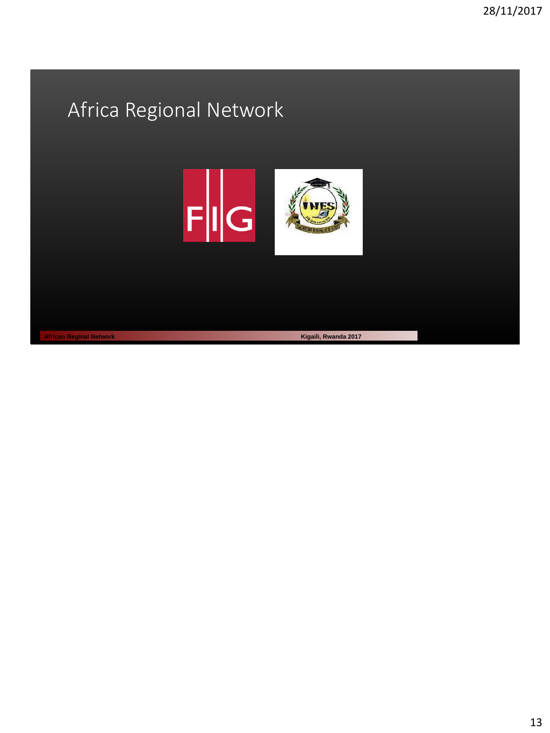# Africa Regional Network

African Reginal Network

Kigaili, Rwanda 2017